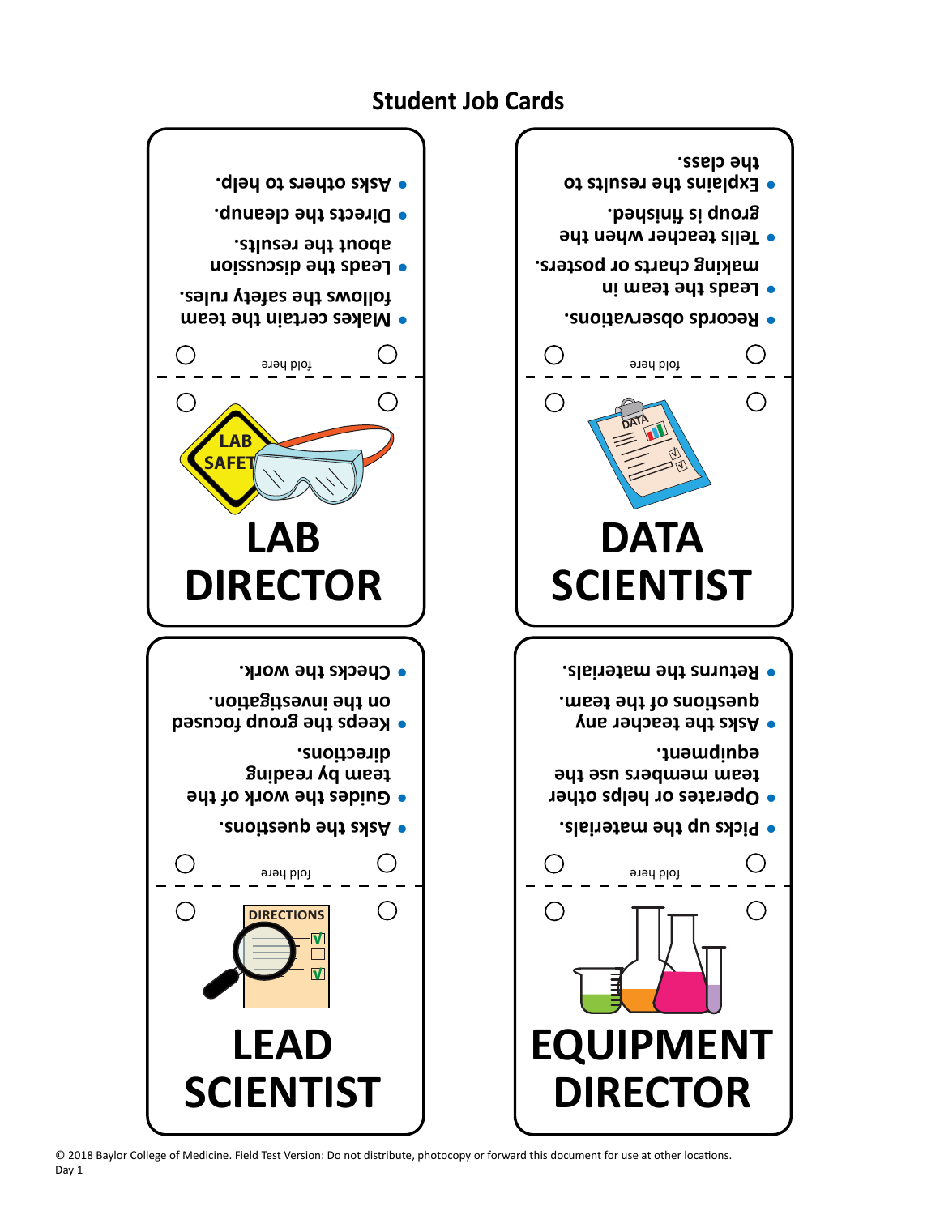# Student Job Cards

## LAB DIRECTOR

- Makes certain the team follows the safety rules.
- Leads the discussion about the results.
- Directs the cleanup.
- Asks others to help.

## DATA SCIENTIST

- Records observations.
- Leads the team in making charts or posters.
- Tells teacher when the group is finished.
- Explains the results to the class.

## LEAD SCIENTIST

- Asks the questions.
- Guides the work of the team by reading directions.
- Keeps the group focused on the investigation.
- Checks the work.

## EQUIPMENT DIRECTOR

- Picks up the materials.
- Operates or helps other team members use the equipment.
- Asks the teacher any questions of the team.
- Returns the materials.

© 2018 Baylor College of Medicine. Field Test Version: Do not distribute, photocopy or forward this document for use at other locations.
Day 1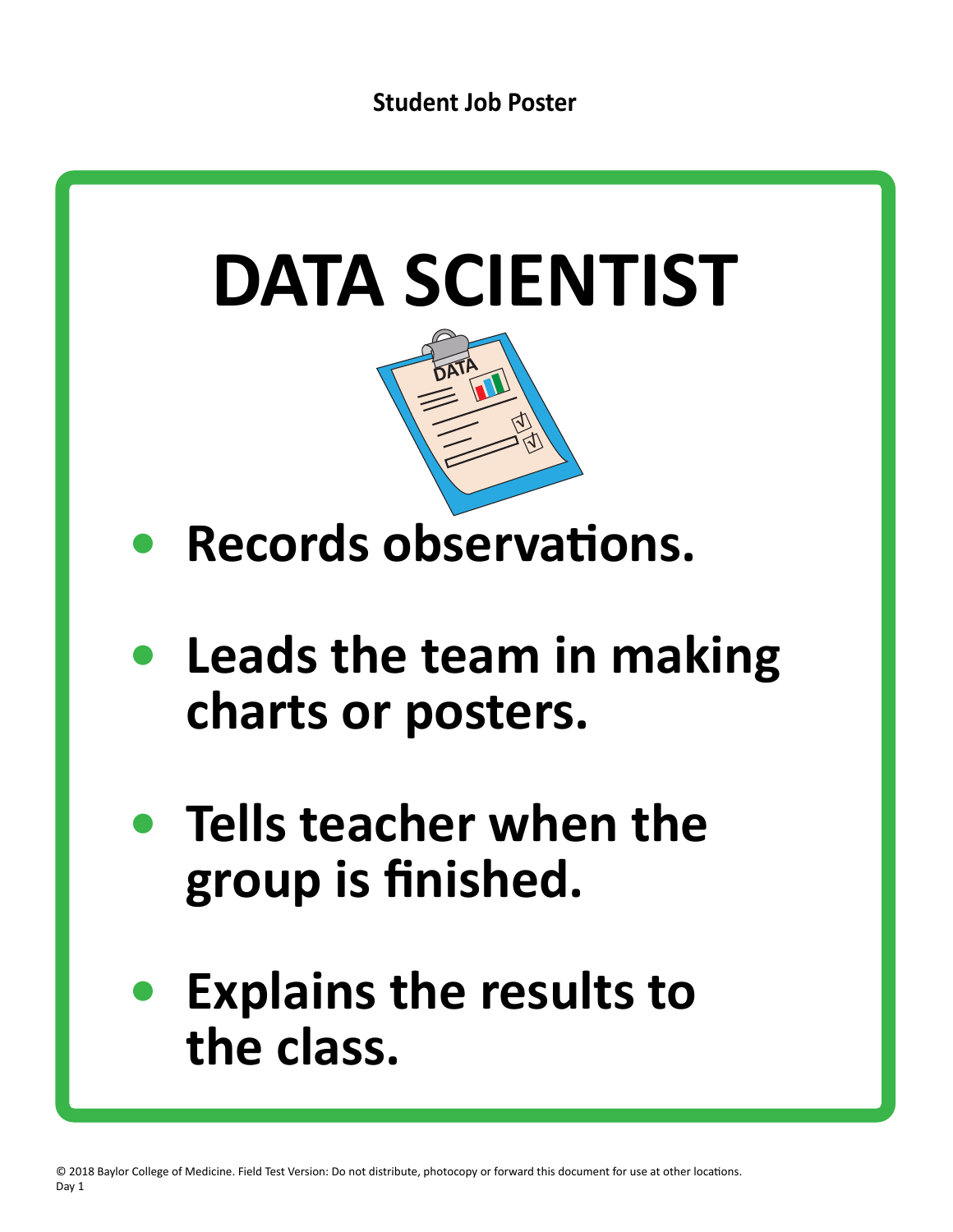Student Job Poster

# DATA SCIENTIST

- **Records observations.**
- **Leads the team in making charts or posters.**
- **Tells teacher when the group is finished.**
- **Explains the results to the class.**

© 2018 Baylor College of Medicine. Field Test Version: Do not distribute, photocopy or forward this document for use at other locations.
Day 1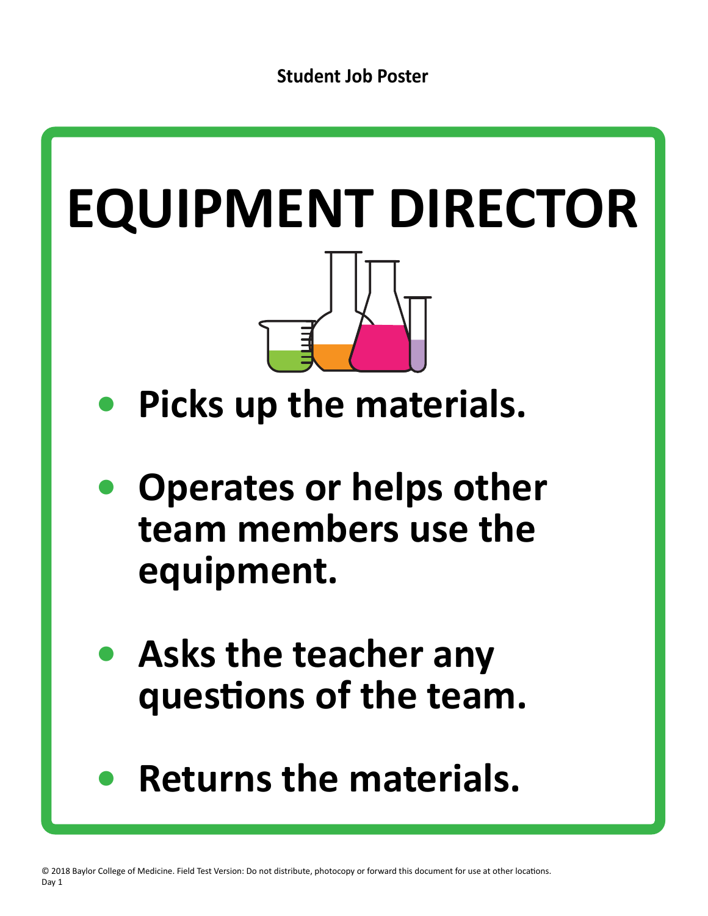Student Job Poster

# EQUIPMENT DIRECTOR

- **Picks up the materials.**
- **Operates or helps other team members use the equipment.**
- **Asks the teacher any questions of the team.**
- **Returns the materials.**

© 2018 Baylor College of Medicine. Field Test Version: Do not distribute, photocopy or forward this document for use at other locations.
Day 1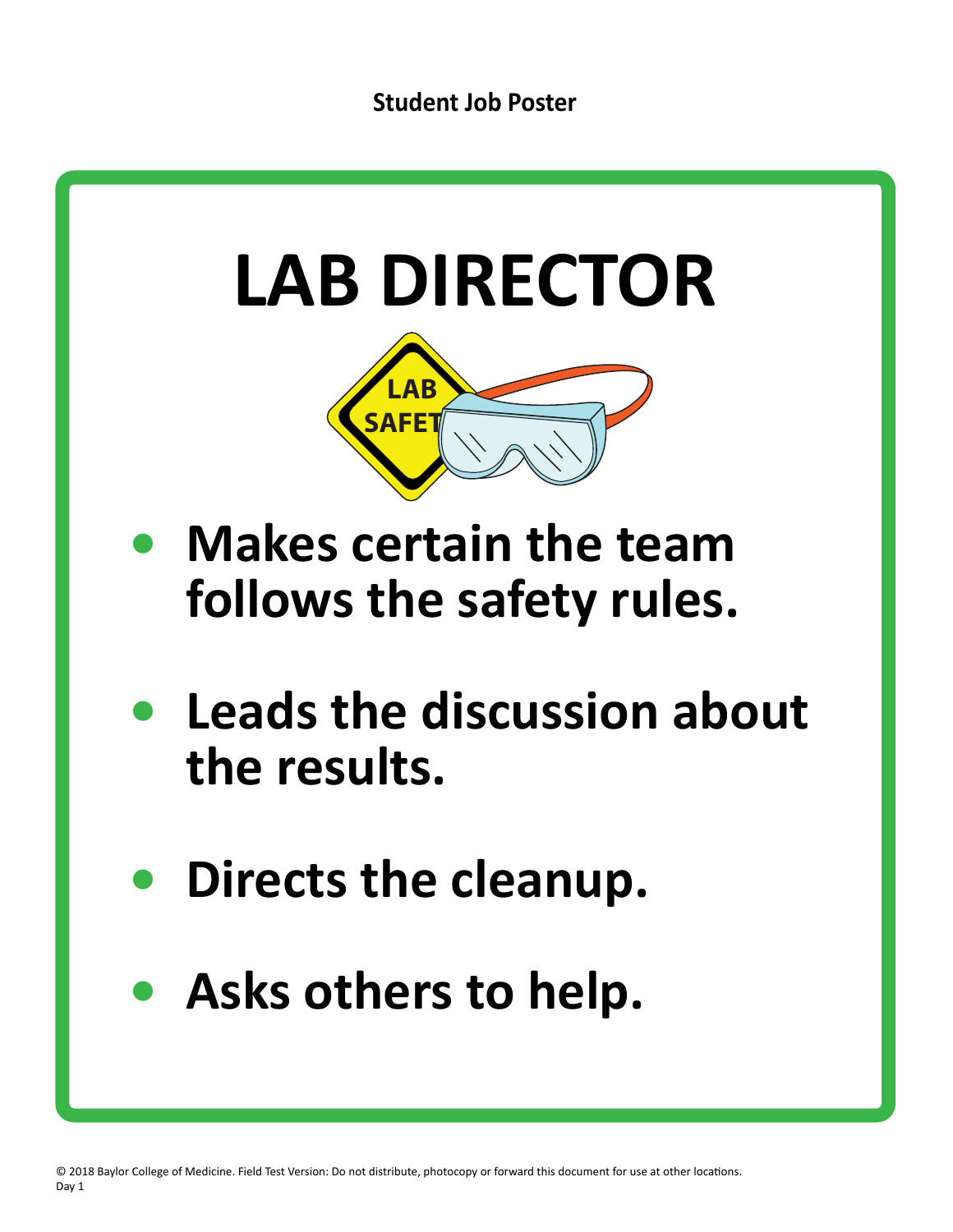Student Job Poster

# LAB DIRECTOR

- **Makes certain the team follows the safety rules.**
- **Leads the discussion about the results.**
- **Directs the cleanup.**
- **Asks others to help.**

© 2018 Baylor College of Medicine. Field Test Version: Do not distribute, photocopy or forward this document for use at other locations.
Day 1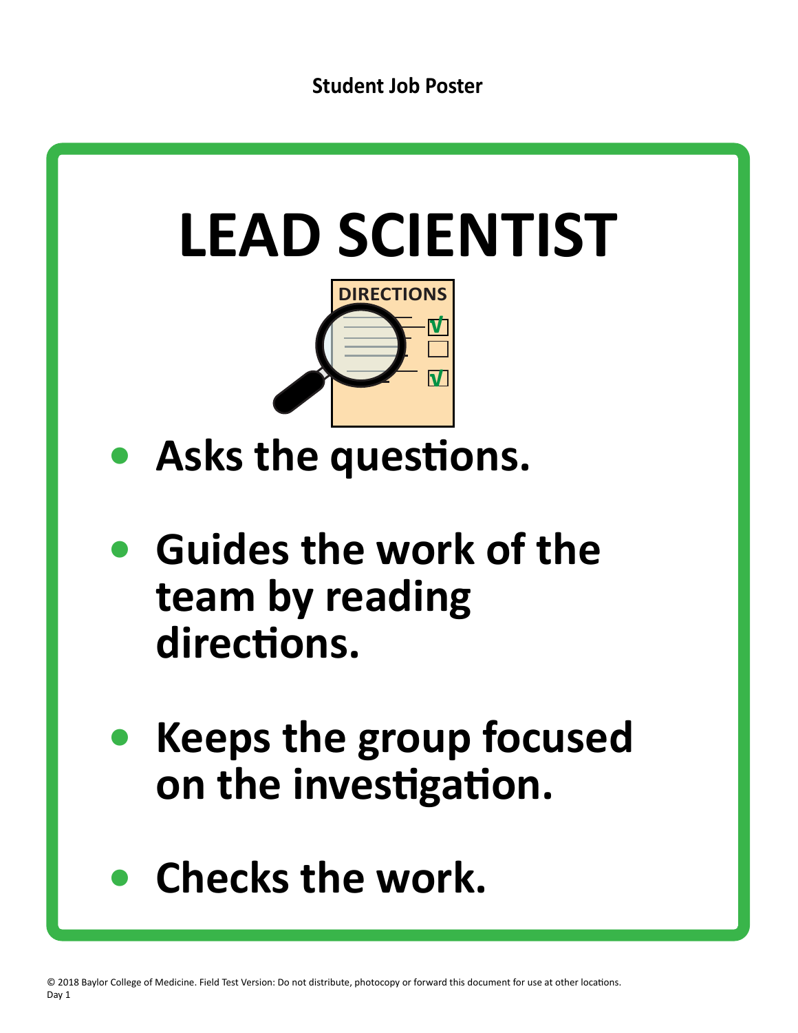Student Job Poster

# LEAD SCIENTIST

- **Asks the questions.**
- **Guides the work of the team by reading directions.**
- **Keeps the group focused on the investigation.**
- **Checks the work.**

© 2018 Baylor College of Medicine. Field Test Version: Do not distribute, photocopy or forward this document for use at other locations.
Day 1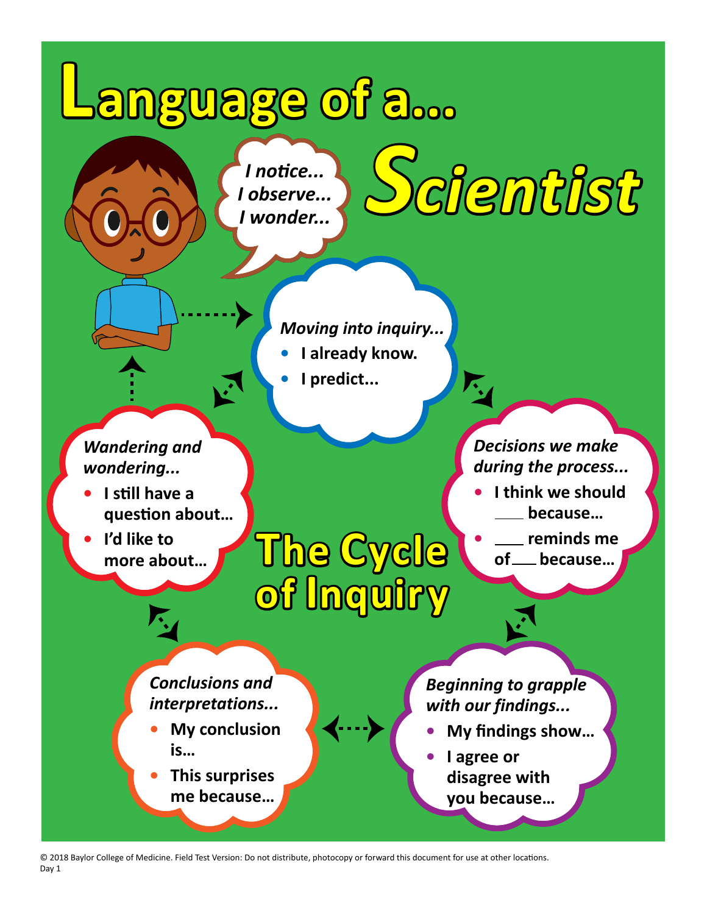# Language of a... Scientist

*I notice...*
*I observe...*
*I wonder...*

## The Cycle of Inquiry

*Moving into inquiry...*

- I already know.
- I predict...

*Decisions we make during the process...*

- I think we should ___ because...
- ___ reminds me of ___ because...

*Beginning to grapple with our findings...*

- My findings show...
- I agree or disagree with you because...

*Conclusions and interpretations...*

- My conclusion is...
- This surprises me because...

*Wandering and wondering...*

- I still have a question about...
- I'd like to more about...

© 2018 Baylor College of Medicine. Field Test Version: Do not distribute, photocopy or forward this document for use at other locations.
Day 1